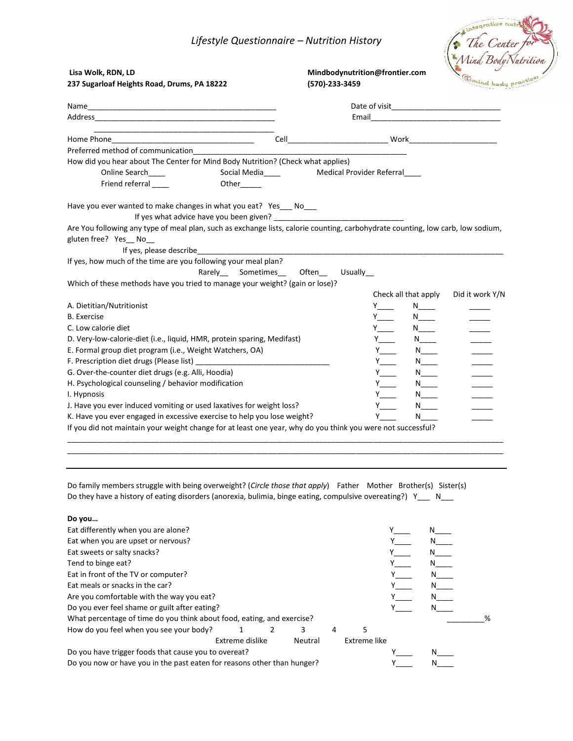# *Lifestyle Questionnaire – Nutrition History*

**Lisa Wolk, RDN, LD**
**237 Sugarloaf Heights Road, Drums, PA 18222**

**Mindbodynutrition@frontier.com**
**(570)-233-3459**

The Center for Mind Body Nutrition — integrative nutrition — mind body practices

Name_____________________________________________ Date of visit__________________________

Address___________________________________________ Email_______________________________

___________________________________________

Home Phone__________________________________ Cell________________________ Work_____________________

Preferred method of communication_____________________________________________________

How did you hear about The Center for Mind Body Nutrition? (Check what applies)

Online Search____ Social Media____ Medical Provider Referral____

Friend referral ____ Other_____

Have you ever wanted to make changes in what you eat? Yes___ No___

If yes what advice have you been given? ______________________________

Are You following any type of meal plan, such as exchange lists, calorie counting, carbohydrate counting, low carb, low sodium, gluten free? Yes__ No__

If yes, please describe_______________________________________________________________

If yes, how much of the time are you following your meal plan?

Rarely__ Sometimes__ Often__ Usually__

Which of these methods have you tried to manage your weight? (gain or lose)?

| | Check all that apply | | Did it work Y/N |
|---|---|---|---|
| A. Dietitian/Nutritionist | Y____ | N____ | _____ |
| B. Exercise | Y____ | N____ | _____ |
| C. Low calorie diet | Y____ | N____ | _____ |
| D. Very-low-calorie-diet (i.e., liquid, HMR, protein sparing, Medifast) | Y____ | N____ | _____ |
| E. Formal group diet program (i.e., Weight Watchers, OA) | Y____ | N____ | _____ |
| F. Prescription diet drugs (Please list) ______________________________ | Y____ | N____ | _____ |
| G. Over-the-counter diet drugs (e.g. Alli, Hoodia) | Y____ | N____ | _____ |
| H. Psychological counseling / behavior modification | Y____ | N____ | _____ |
| I. Hypnosis | Y____ | N____ | _____ |
| J. Have you ever induced vomiting or used laxatives for weight loss? | Y____ | N____ | _____ |
| K. Have you ever engaged in excessive exercise to help you lose weight? | Y____ | N____ | _____ |

If you did not maintain your weight change for at least one year, why do you think you were not successful?

______________________________________________________________________________________________

______________________________________________________________________________________________

---

Do family members struggle with being overweight? (*Circle those that apply*) Father Mother Brother(s) Sister(s)

Do they have a history of eating disorders (anorexia, bulimia, binge eating, compulsive overeating?) Y___ N___

**Do you…**

| | | |
|---|---|---|
| Eat differently when you are alone? | Y____ | N____ |
| Eat when you are upset or nervous? | Y____ | N____ |
| Eat sweets or salty snacks? | Y____ | N____ |
| Tend to binge eat? | Y____ | N____ |
| Eat in front of the TV or computer? | Y____ | N____ |
| Eat meals or snacks in the car? | Y____ | N____ |
| Are you comfortable with the way you eat? | Y____ | N____ |
| Do you ever feel shame or guilt after eating? | Y____ | N____ |

What percentage of time do you think about food, eating, and exercise? _________%

How do you feel when you see your body? 1 2 3 4 5

Extreme dislike Neutral Extreme like

| | | |
|---|---|---|
| Do you have trigger foods that cause you to overeat? | Y____ | N____ |
| Do you now or have you in the past eaten for reasons other than hunger? | Y____ | N____ |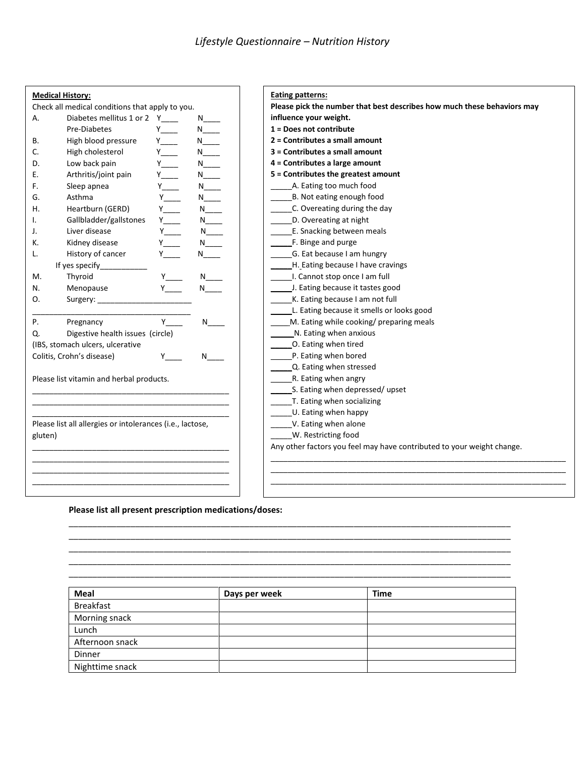# *Lifestyle Questionnaire – Nutrition History*

**Medical History:**

Check all medical conditions that apply to you.

| | | | |
|---|---|---|---|
| A. | Diabetes mellitus 1 or 2 | Y____ | N____ |
| | Pre-Diabetes | Y____ | N____ |
| B. | High blood pressure | Y____ | N____ |
| C. | High cholesterol | Y____ | N____ |
| D. | Low back pain | Y____ | N____ |
| E. | Arthritis/joint pain | Y____ | N____ |
| F. | Sleep apnea | Y____ | N____ |
| G. | Asthma | Y____ | N____ |
| H. | Heartburn (GERD) | Y____ | N____ |
| I. | Gallbladder/gallstones | Y____ | N____ |
| J. | Liver disease | Y____ | N____ |
| K. | Kidney disease | Y____ | N____ |
| L. | History of cancer | Y____ | N____ |
| | If yes specify___________ | | |
| M. | Thyroid | Y____ | N____ |
| N. | Menopause | Y____ | N____ |
| O. | Surgery: ______________________ | | |
| | ______________________________________ | | |
| P. | Pregnancy | Y____ | N____ |
| Q. | Digestive health issues (circle) (IBS, stomach ulcers, ulcerative Colitis, Crohn's disease) | Y____ | N____ |

Please list vitamin and herbal products.

______________________________________________

______________________________________________

______________________________________________

Please list all allergies or intolerances (i.e., lactose, gluten)

______________________________________________

______________________________________________

______________________________________________

______________________________________________

**Eating patterns:**

**Please pick the number that best describes how much these behaviors may influence your weight.**

**1 = Does not contribute**
**2 = Contributes a small amount**
**3 = Contributes a small amount**
**4 = Contributes a large amount**
**5 = Contributes the greatest amount**

_____A. Eating too much food
_____B. Not eating enough food
_____C. Overeating during the day
_____D. Overeating at night
_____E. Snacking between meals
_____F. Binge and purge
_____G. Eat because I am hungry
_____H. Eating because I have cravings
_____I. Cannot stop once I am full
_____J. Eating because it tastes good
_____K. Eating because I am not full
_____L. Eating because it smells or looks good
_____M. Eating while cooking/ preparing meals
_____N. Eating when anxious
_____O. Eating when tired
_____P. Eating when bored
_____Q. Eating when stressed
_____R. Eating when angry
_____S. Eating when depressed/ upset
_____T. Eating when socializing
_____U. Eating when happy
_____V. Eating when alone
_____W. Restricting food

Any other factors you feel may have contributed to your weight change.

______________________________________________________________________

______________________________________________________________________

______________________________________________________________________

**Please list all present prescription medications/doses:**

______________________________________________________________________________________________

______________________________________________________________________________________________

______________________________________________________________________________________________

______________________________________________________________________________________________

______________________________________________________________________________________________

| Meal | Days per week | Time |
|---|---|---|
| Breakfast | | |
| Morning snack | | |
| Lunch | | |
| Afternoon snack | | |
| Dinner | | |
| Nighttime snack | | |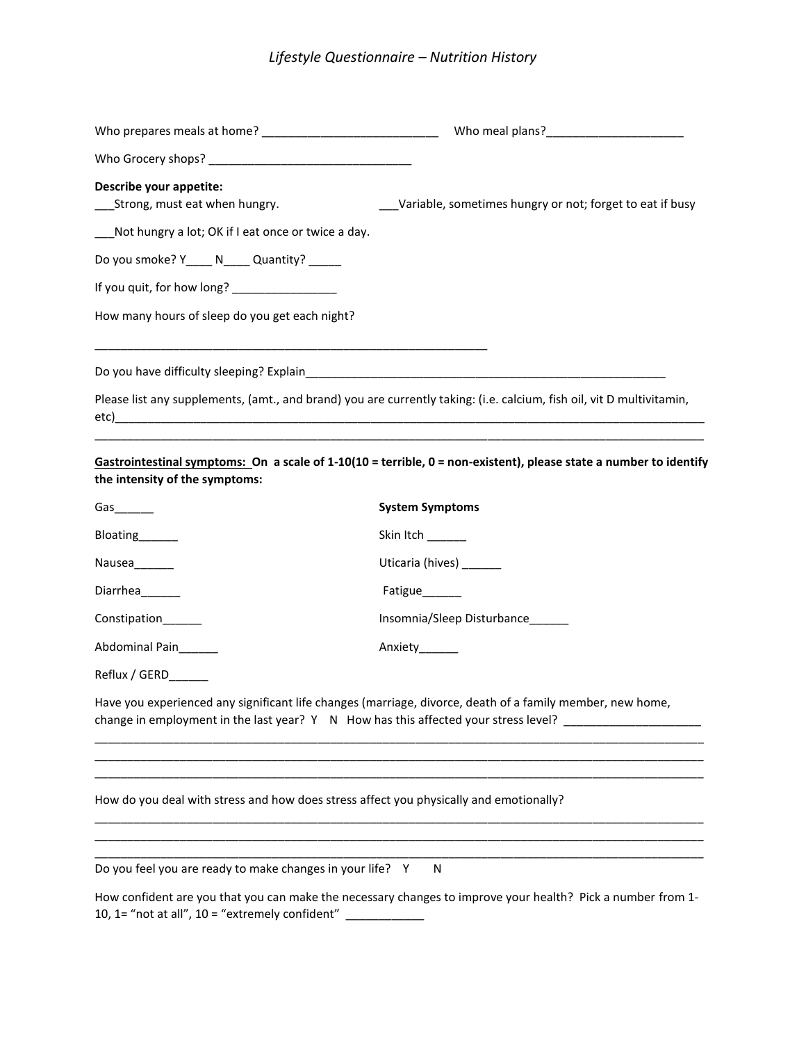# *Lifestyle Questionnaire – Nutrition History*

Who prepares meals at home? ___________________________ Who meal plans?_____________________

Who Grocery shops? _______________________________

**Describe your appetite:**

___Strong, must eat when hungry.

___Variable, sometimes hungry or not; forget to eat if busy

___Not hungry a lot; OK if I eat once or twice a day.

Do you smoke? Y____ N____ Quantity? _____

If you quit, for how long? ________________

How many hours of sleep do you get each night?

______________________________________________________________

Do you have difficulty sleeping? Explain_________________________________________________________

Please list any supplements, (amt., and brand) you are currently taking: (i.e. calcium, fish oil, vit D multivitamin, etc)_______________________________________________________________________________________________

_______________________________________________________________________________________________

**Gastrointestinal symptoms: On a scale of 1-10(10 = terrible, 0 = non-existent), please state a number to identify the intensity of the symptoms:**

Gas______

Bloating______

Nausea______

Diarrhea______

Constipation______

Abdominal Pain______

Reflux / GERD______

**System Symptoms**

Skin Itch ______

Uticaria (hives) ______

Fatigue______

Insomnia/Sleep Disturbance______

Anxiety______

Have you experienced any significant life changes (marriage, divorce, death of a family member, new home, change in employment in the last year? Y N How has this affected your stress level? _____________________

_______________________________________________________________________________________________

_______________________________________________________________________________________________

_______________________________________________________________________________________________

How do you deal with stress and how does stress affect you physically and emotionally?

_______________________________________________________________________________________________

_______________________________________________________________________________________________

_______________________________________________________________________________________________

Do you feel you are ready to make changes in your life? Y N

How confident are you that you can make the necessary changes to improve your health? Pick a number from 1-10, 1= "not at all", 10 = "extremely confident" ____________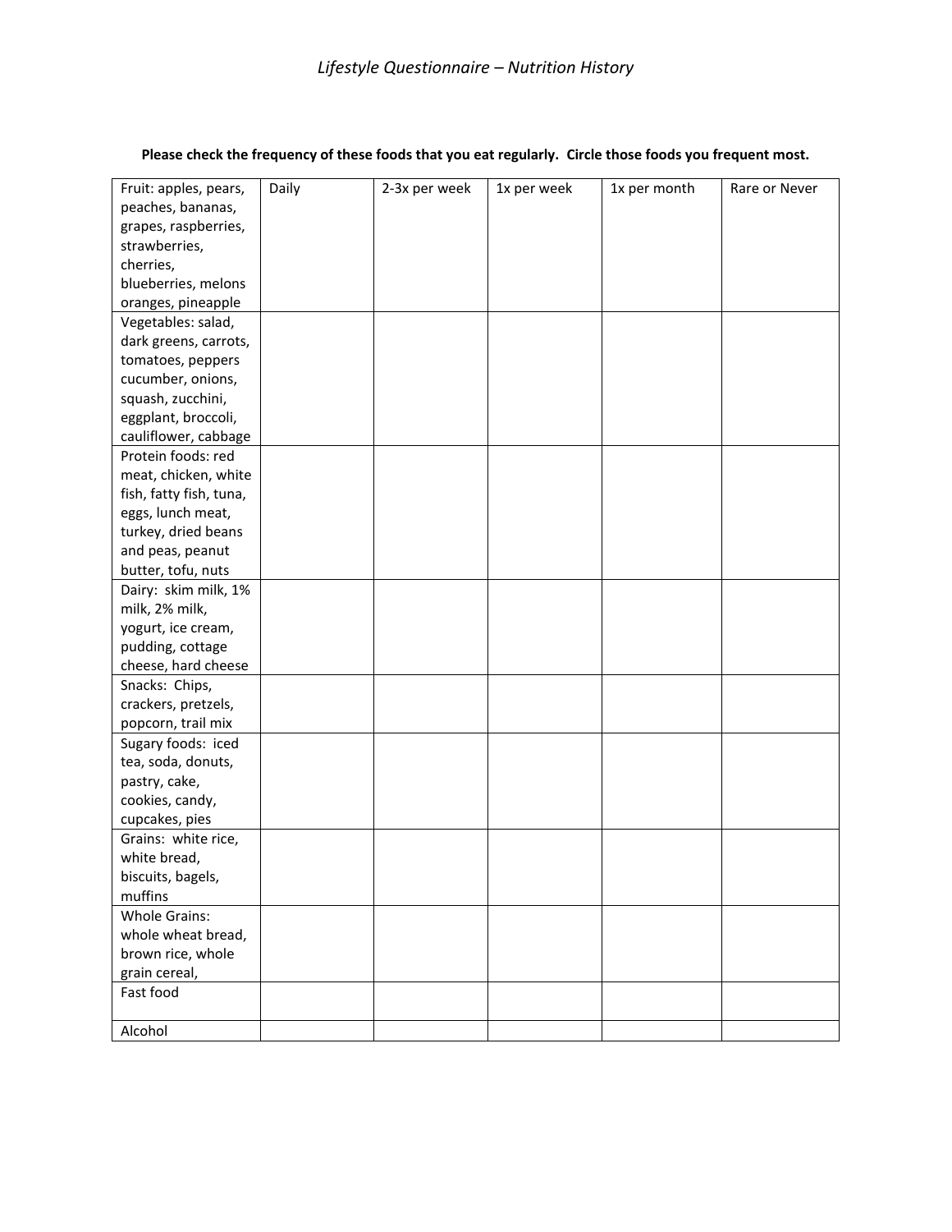*Lifestyle Questionnaire – Nutrition History*

**Please check the frequency of these foods that you eat regularly. Circle those foods you frequent most.**

| Fruit: apples, pears, peaches, bananas, grapes, raspberries, strawberries, cherries, blueberries, melons oranges, pineapple | Daily | 2-3x per week | 1x per week | 1x per month | Rare or Never |
|---|---|---|---|---|---|
| Vegetables: salad, dark greens, carrots, tomatoes, peppers cucumber, onions, squash, zucchini, eggplant, broccoli, cauliflower, cabbage | | | | | |
| Protein foods: red meat, chicken, white fish, fatty fish, tuna, eggs, lunch meat, turkey, dried beans and peas, peanut butter, tofu, nuts | | | | | |
| Dairy: skim milk, 1% milk, 2% milk, yogurt, ice cream, pudding, cottage cheese, hard cheese | | | | | |
| Snacks: Chips, crackers, pretzels, popcorn, trail mix | | | | | |
| Sugary foods: iced tea, soda, donuts, pastry, cake, cookies, candy, cupcakes, pies | | | | | |
| Grains: white rice, white bread, biscuits, bagels, muffins | | | | | |
| Whole Grains: whole wheat bread, brown rice, whole grain cereal, | | | | | |
| Fast food | | | | | |
| Alcohol | | | | | |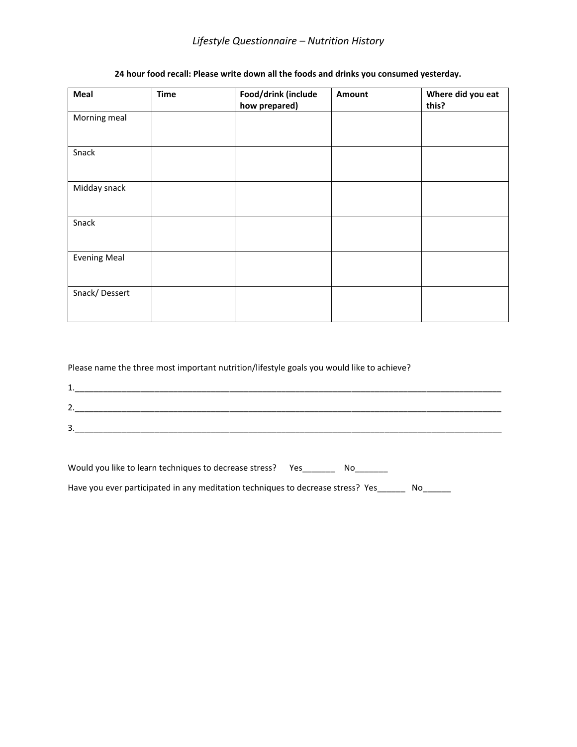*Lifestyle Questionnaire – Nutrition History*

**24 hour food recall: Please write down all the foods and drinks you consumed yesterday.**

| Meal | Time | Food/drink (include how prepared) | Amount | Where did you eat this? |
|---|---|---|---|---|
| Morning meal | | | | |
| Snack | | | | |
| Midday snack | | | | |
| Snack | | | | |
| Evening Meal | | | | |
| Snack/ Dessert | | | | |

Please name the three most important nutrition/lifestyle goals you would like to achieve?

1.__________________________________________________________________________________________

2.__________________________________________________________________________________________

3.__________________________________________________________________________________________

Would you like to learn techniques to decrease stress? Yes_______ No_______

Have you ever participated in any meditation techniques to decrease stress? Yes______ No______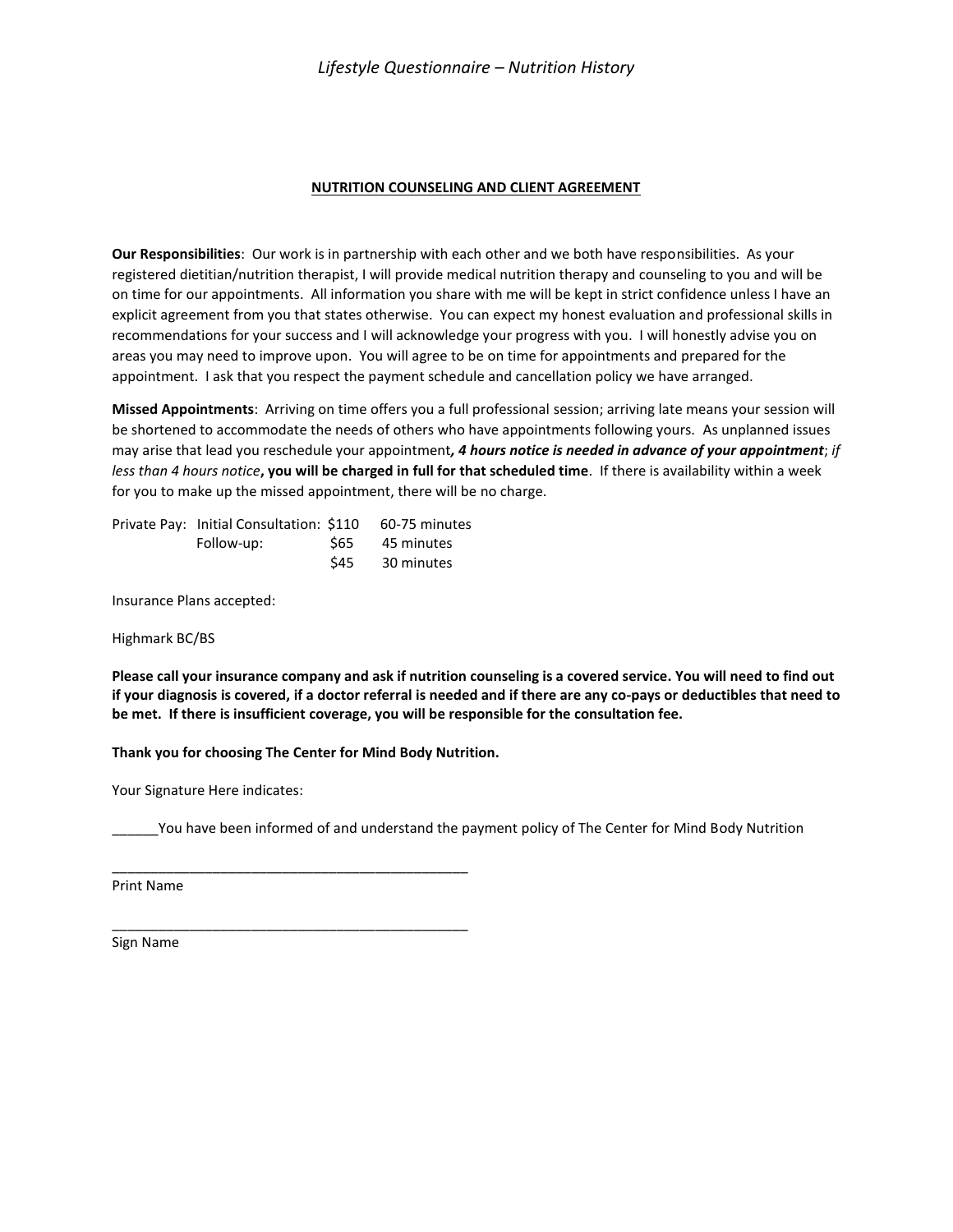## NUTRITION COUNSELING AND CLIENT AGREEMENT

**Our Responsibilities**: Our work is in partnership with each other and we both have responsibilities. As your registered dietitian/nutrition therapist, I will provide medical nutrition therapy and counseling to you and will be on time for our appointments. All information you share with me will be kept in strict confidence unless I have an explicit agreement from you that states otherwise. You can expect my honest evaluation and professional skills in recommendations for your success and I will acknowledge your progress with you. I will honestly advise you on areas you may need to improve upon. You will agree to be on time for appointments and prepared for the appointment. I ask that you respect the payment schedule and cancellation policy we have arranged.

**Missed Appointments**: Arriving on time offers you a full professional session; arriving late means your session will be shortened to accommodate the needs of others who have appointments following yours. As unplanned issues may arise that lead you reschedule your appointment***, 4 hours notice is needed in advance of your appointment***; *if less than 4 hours notice***, you will be charged in full for that scheduled time**. If there is availability within a week for you to make up the missed appointment, there will be no charge.

| | | | |
|---|---|---|---|
| Private Pay: | Initial Consultation: | $110 | 60-75 minutes |
| | Follow-up: | $65 | 45 minutes |
| | | $45 | 30 minutes |

Insurance Plans accepted:

Highmark BC/BS

**Please call your insurance company and ask if nutrition counseling is a covered service. You will need to find out if your diagnosis is covered, if a doctor referral is needed and if there are any co-pays or deductibles that need to be met. If there is insufficient coverage, you will be responsible for the consultation fee.**

**Thank you for choosing The Center for Mind Body Nutrition.**

Your Signature Here indicates:

______You have been informed of and understand the payment policy of The Center for Mind Body Nutrition

________________________________________________

Print Name

________________________________________________

Sign Name